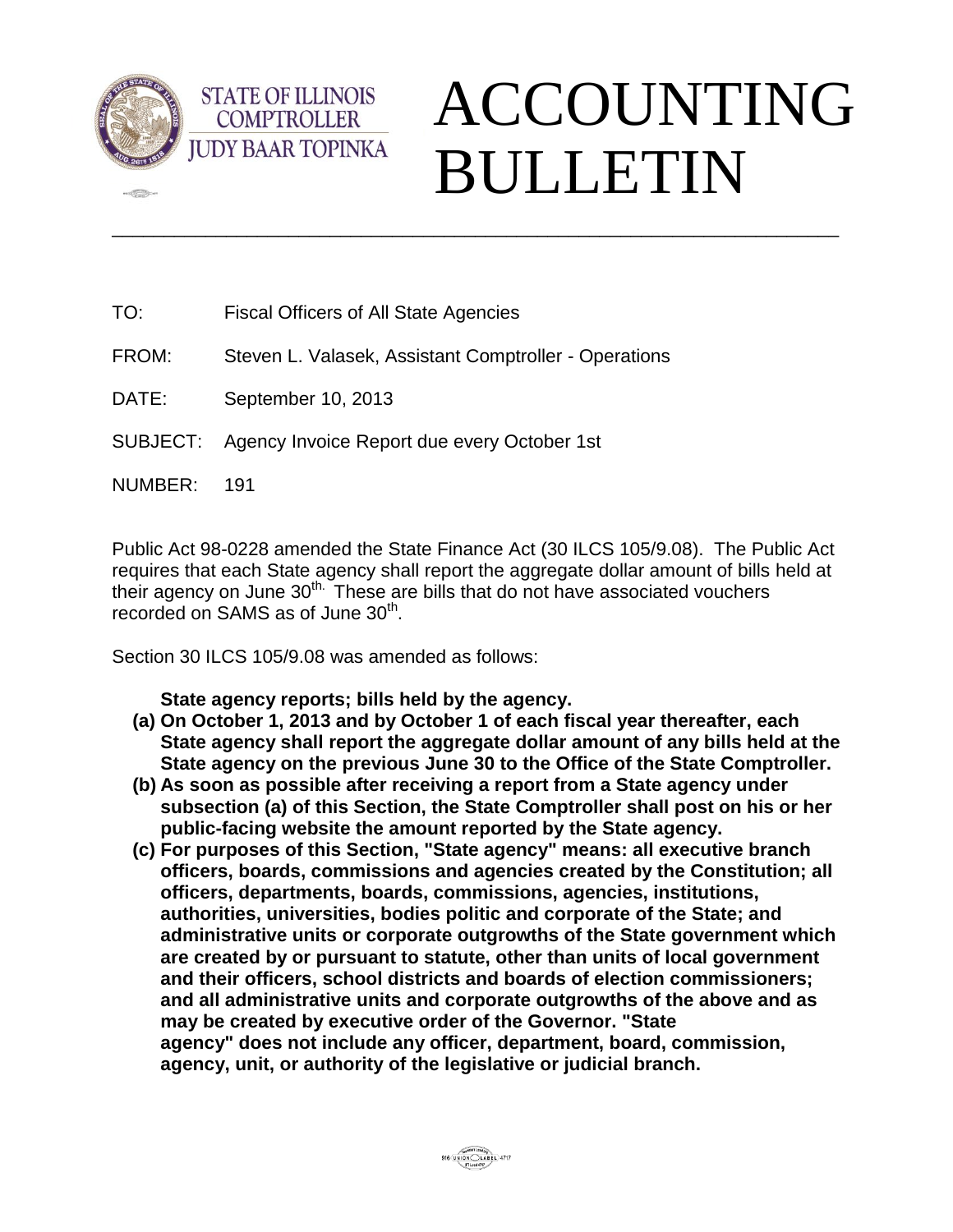STATE OF ILLINOIS
COMPTROLLER
JUDY BAAR TOPINKA

# ACCOUNTING BULLETIN

TO: Fiscal Officers of All State Agencies

FROM: Steven L. Valasek, Assistant Comptroller - Operations

DATE: September 10, 2013

SUBJECT: Agency Invoice Report due every October 1st

NUMBER: 191

Public Act 98-0228 amended the State Finance Act (30 ILCS 105/9.08). The Public Act requires that each State agency shall report the aggregate dollar amount of bills held at their agency on June 30th. These are bills that do not have associated vouchers recorded on SAMS as of June 30th.

Section 30 ILCS 105/9.08 was amended as follows:

**State agency reports; bills held by the agency.**

**(a) On October 1, 2013 and by October 1 of each fiscal year thereafter, each State agency shall report the aggregate dollar amount of any bills held at the State agency on the previous June 30 to the Office of the State Comptroller.**

**(b) As soon as possible after receiving a report from a State agency under subsection (a) of this Section, the State Comptroller shall post on his or her public-facing website the amount reported by the State agency.**

**(c) For purposes of this Section, "State agency" means: all executive branch officers, boards, commissions and agencies created by the Constitution; all officers, departments, boards, commissions, agencies, institutions, authorities, universities, bodies politic and corporate of the State; and administrative units or corporate outgrowths of the State government which are created by or pursuant to statute, other than units of local government and their officers, school districts and boards of election commissioners; and all administrative units and corporate outgrowths of the above and as may be created by executive order of the Governor. "State agency" does not include any officer, department, board, commission, agency, unit, or authority of the legislative or judicial branch.**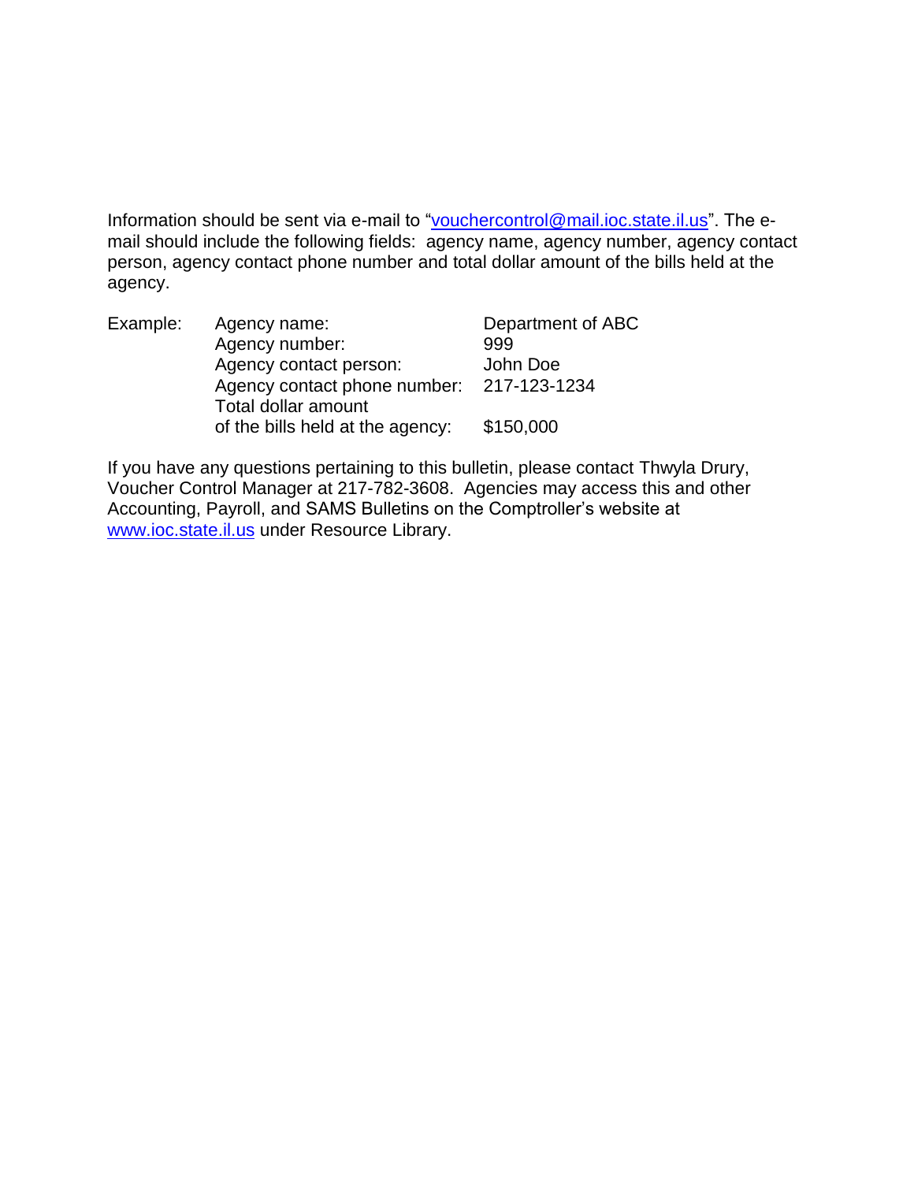Information should be sent via e-mail to "vouchercontrol@mail.ioc.state.il.us". The e-mail should include the following fields: agency name, agency number, agency contact person, agency contact phone number and total dollar amount of the bills held at the agency.

| | | |
|---|---|---|
| Example: | Agency name: | Department of ABC |
| | Agency number: | 999 |
| | Agency contact person: | John Doe |
| | Agency contact phone number: | 217-123-1234 |
| | Total dollar amount of the bills held at the agency: | $150,000 |

If you have any questions pertaining to this bulletin, please contact Thwyla Drury, Voucher Control Manager at 217-782-3608. Agencies may access this and other Accounting, Payroll, and SAMS Bulletins on the Comptroller's website at www.ioc.state.il.us under Resource Library.